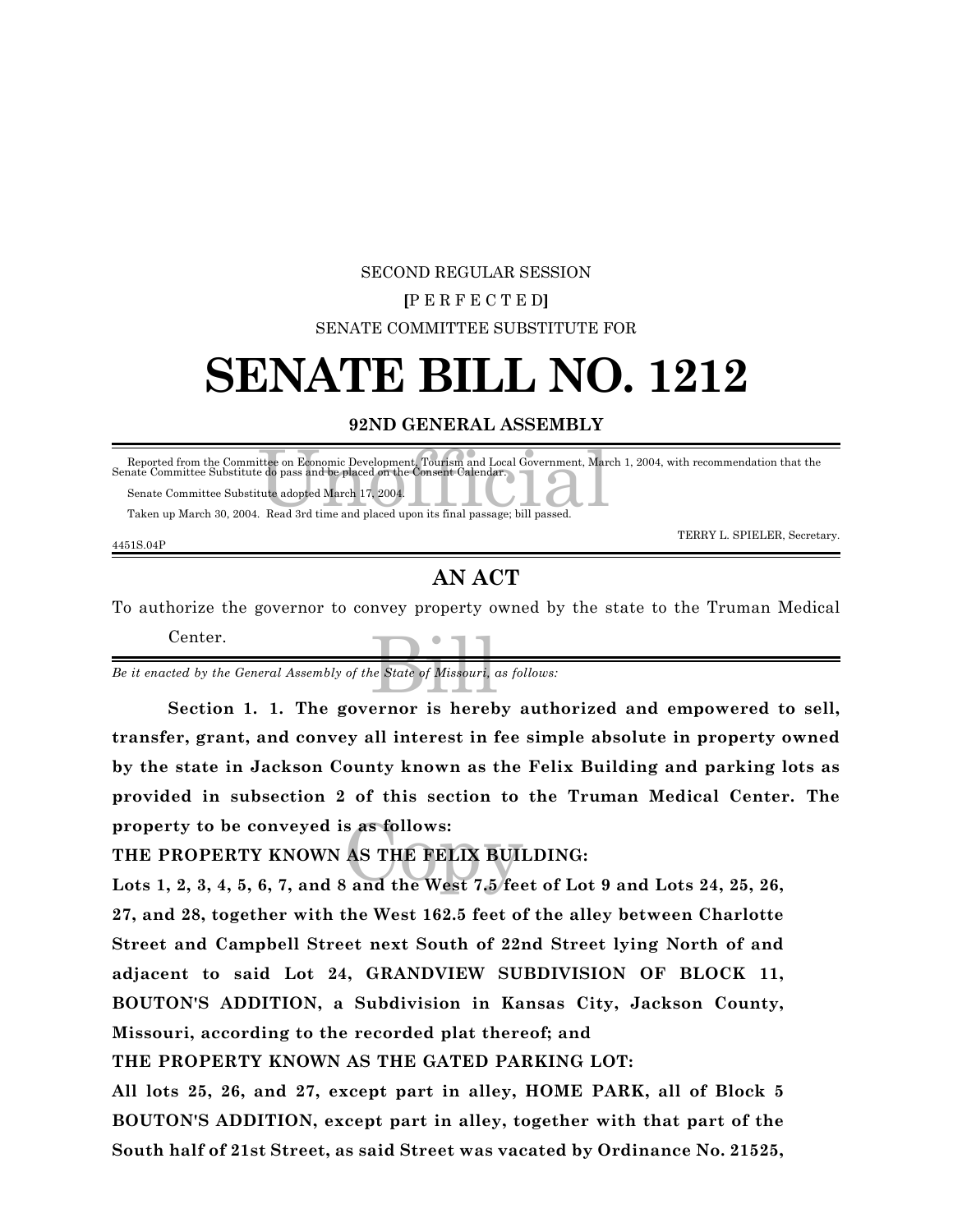SECOND REGULAR SESSION

[P E R F E C T E D]

SENATE COMMITTEE SUBSTITUTE FOR

# SENATE BILL NO. 1212

**92ND GENERAL ASSEMBLY**

Reported from the Committee on Economic Development, Tourism and Local Government, March 1, 2004, with recommendation that the Senate Committee Substitute do pass and be placed on the Consent Calendar.

Senate Committee Substitute adopted March 17, 2004.

Taken up March 30, 2004. Read 3rd time and placed upon its final passage; bill passed.

TERRY L. SPIELER, Secretary.

4451S.04P

## AN ACT

To authorize the governor to convey property owned by the state to the Truman Medical Center.

*Be it enacted by the General Assembly of the State of Missouri, as follows:*

**Section 1. 1. The governor is hereby authorized and empowered to sell, transfer, grant, and convey all interest in fee simple absolute in property owned by the state in Jackson County known as the Felix Building and parking lots as provided in subsection 2 of this section to the Truman Medical Center. The property to be conveyed is as follows:**

**THE PROPERTY KNOWN AS THE FELIX BUILDING:**

**Lots 1, 2, 3, 4, 5, 6, 7, and 8 and the West 7.5 feet of Lot 9 and Lots 24, 25, 26, 27, and 28, together with the West 162.5 feet of the alley between Charlotte Street and Campbell Street next South of 22nd Street lying North of and adjacent to said Lot 24, GRANDVIEW SUBDIVISION OF BLOCK 11, BOUTON'S ADDITION, a Subdivision in Kansas City, Jackson County, Missouri, according to the recorded plat thereof; and**

**THE PROPERTY KNOWN AS THE GATED PARKING LOT:**

**All lots 25, 26, and 27, except part in alley, HOME PARK, all of Block 5 BOUTON'S ADDITION, except part in alley, together with that part of the South half of 21st Street, as said Street was vacated by Ordinance No. 21525,**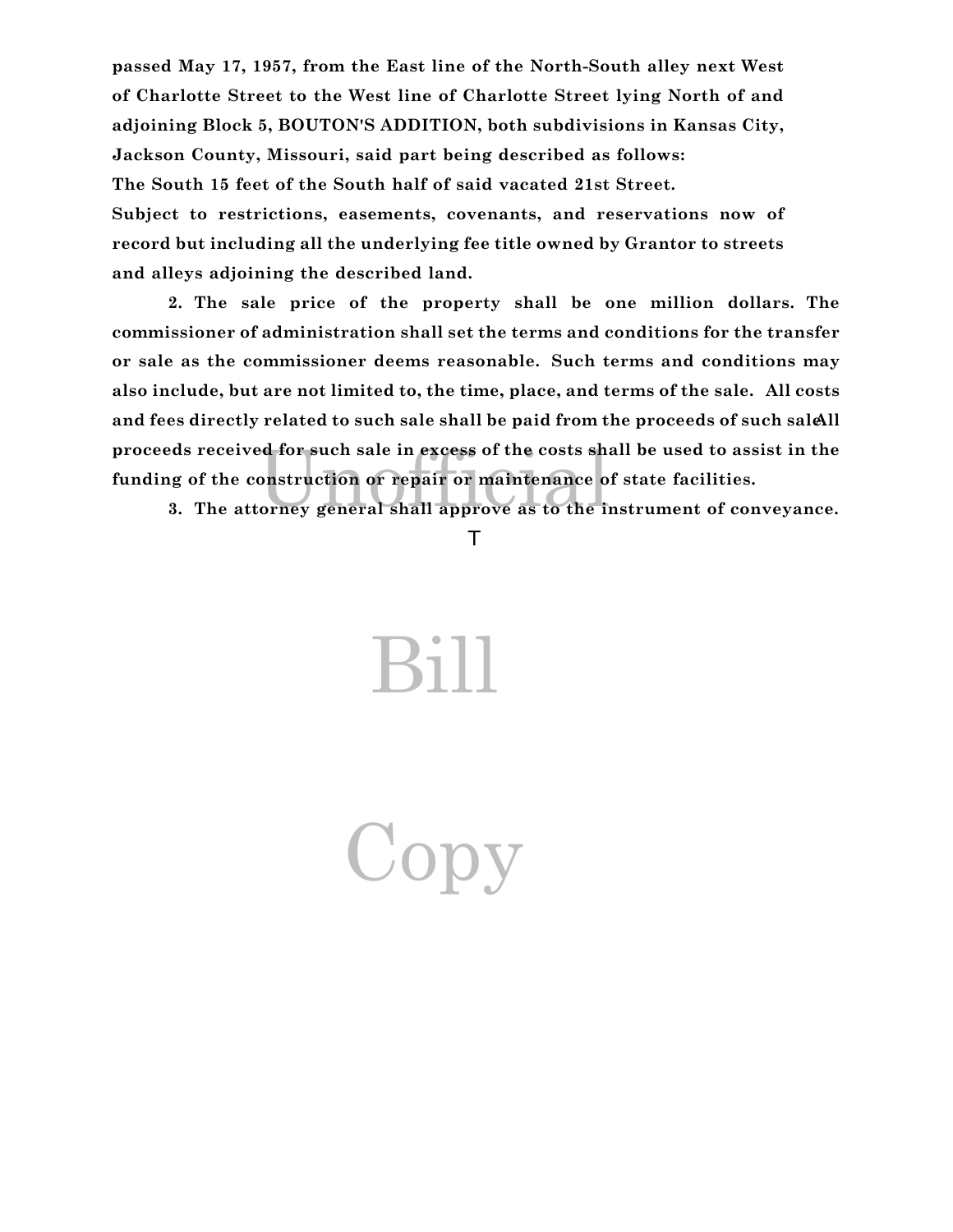**passed May 17, 1957, from the East line of the North-South alley next West of Charlotte Street to the West line of Charlotte Street lying North of and adjoining Block 5, BOUTON'S ADDITION, both subdivisions in Kansas City, Jackson County, Missouri, said part being described as follows:**

**The South 15 feet of the South half of said vacated 21st Street.**

**Subject to restrictions, easements, covenants, and reservations now of record but including all the underlying fee title owned by Grantor to streets and alleys adjoining the described land.**

**2. The sale price of the property shall be one million dollars. The commissioner of administration shall set the terms and conditions for the transfer or sale as the commissioner deems reasonable. Such terms and conditions may also include, but are not limited to, the time, place, and terms of the sale. All costs and fees directly related to such sale shall be paid from the proceeds of such sale. All proceeds received for such sale in excess of the costs shall be used to assist in the funding of the construction or repair or maintenance of state facilities.**

**3. The attorney general shall approve as to the instrument of conveyance.**

T

Unofficial

Bill

Copy